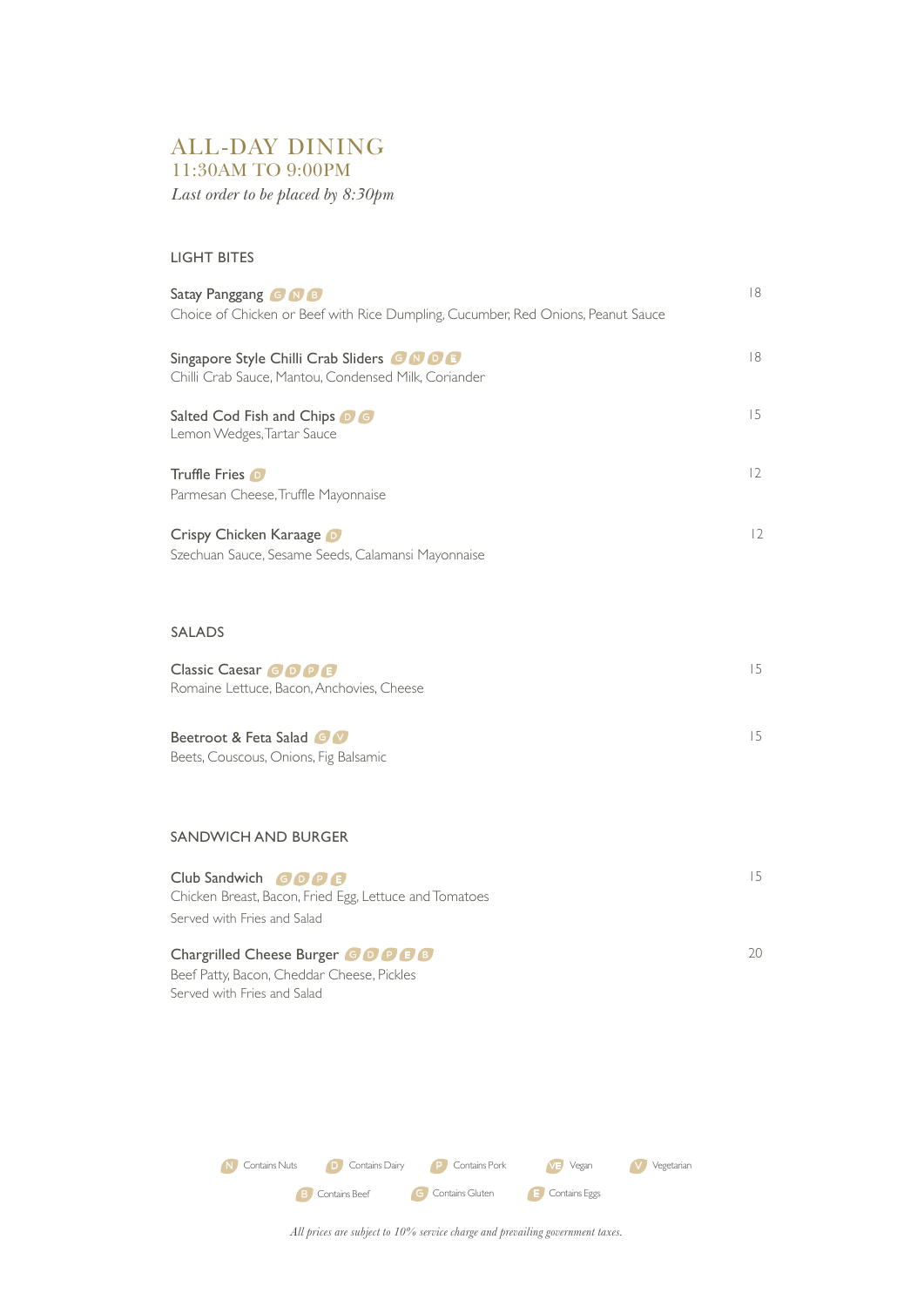# ALL-DAY DINING

## 11:30AM TO 9:00PM

*Last order to be placed by 8:30pm*

### LIGHT BITES

**Satay Panggang** G N B — 18
Choice of Chicken or Beef with Rice Dumpling, Cucumber, Red Onions, Peanut Sauce

**Singapore Style Chilli Crab Sliders** G N D E — 18
Chilli Crab Sauce, Mantou, Condensed Milk, Coriander

**Salted Cod Fish and Chips** D G — 15
Lemon Wedges, Tartar Sauce

**Truffle Fries** D — 12
Parmesan Cheese, Truffle Mayonnaise

**Crispy Chicken Karaage** D — 12
Szechuan Sauce, Sesame Seeds, Calamansi Mayonnaise

### SALADS

**Classic Caesar** G D P E — 15
Romaine Lettuce, Bacon, Anchovies, Cheese

**Beetroot & Feta Salad** G V — 15
Beets, Couscous, Onions, Fig Balsamic

### SANDWICH AND BURGER

**Club Sandwich** G D P E — 15
Chicken Breast, Bacon, Fried Egg, Lettuce and Tomatoes
Served with Fries and Salad

**Chargrilled Cheese Burger** G D P E B — 20
Beef Patty, Bacon, Cheddar Cheese, Pickles
Served with Fries and Salad

N Contains Nuts · D Contains Dairy · P Contains Pork · VE Vegan · V Vegetarian
B Contains Beef · G Contains Gluten · E Contains Eggs

*All prices are subject to 10% service charge and prevailing government taxes.*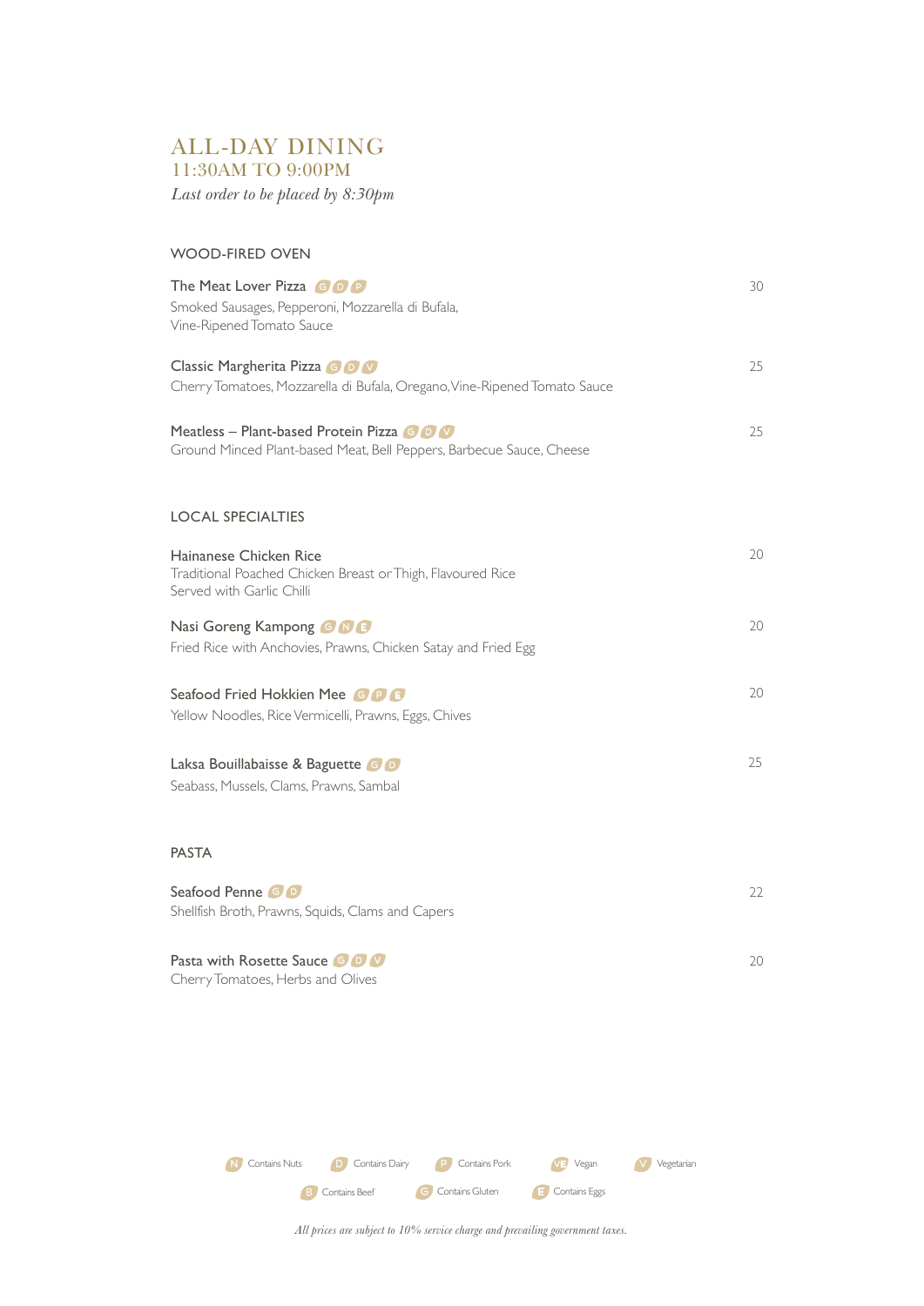# ALL-DAY DINING
## 11:30AM TO 9:00PM

*Last order to be placed by 8:30pm*

### WOOD-FIRED OVEN

**The Meat Lover Pizza** G D P — 30
Smoked Sausages, Pepperoni, Mozzarella di Bufala, Vine-Ripened Tomato Sauce

**Classic Margherita Pizza** G D V — 25
Cherry Tomatoes, Mozzarella di Bufala, Oregano, Vine-Ripened Tomato Sauce

**Meatless – Plant-based Protein Pizza** G D V — 25
Ground Minced Plant-based Meat, Bell Peppers, Barbecue Sauce, Cheese

### LOCAL SPECIALTIES

**Hainanese Chicken Rice** — 20
Traditional Poached Chicken Breast or Thigh, Flavoured Rice
Served with Garlic Chilli

**Nasi Goreng Kampong** G N E — 20
Fried Rice with Anchovies, Prawns, Chicken Satay and Fried Egg

**Seafood Fried Hokkien Mee** G P E — 20
Yellow Noodles, Rice Vermicelli, Prawns, Eggs, Chives

**Laksa Bouillabaisse & Baguette** G D — 25
Seabass, Mussels, Clams, Prawns, Sambal

### PASTA

**Seafood Penne** G D — 22
Shellfish Broth, Prawns, Squids, Clams and Capers

**Pasta with Rosette Sauce** G D V — 20
Cherry Tomatoes, Herbs and Olives

N Contains Nuts | D Contains Dairy | P Contains Pork | VE Vegan | V Vegetarian
B Contains Beef | G Contains Gluten | E Contains Eggs

*All prices are subject to 10% service charge and prevailing government taxes.*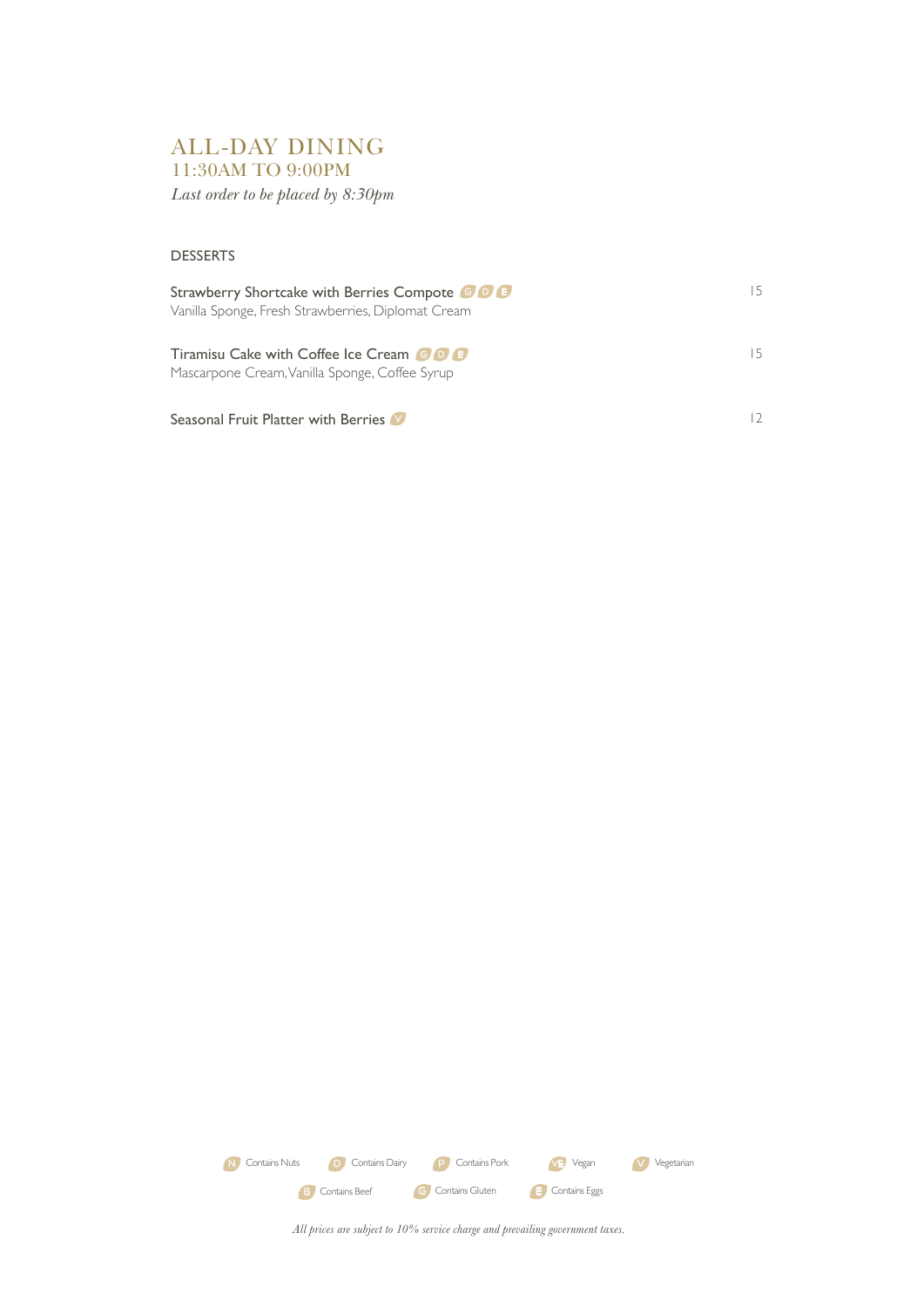# ALL-DAY DINING

## 11:30AM TO 9:00PM

*Last order to be placed by 8:30pm*

### DESSERTS

**Strawberry Shortcake with Berries Compote** G D E — 15
Vanilla Sponge, Fresh Strawberries, Diplomat Cream

**Tiramisu Cake with Coffee Ice Cream** G D E — 15
Mascarpone Cream, Vanilla Sponge, Coffee Syrup

**Seasonal Fruit Platter with Berries** V — 12

N Contains Nuts | D Contains Dairy | P Contains Pork | VE Vegan | V Vegetarian
B Contains Beef | G Contains Gluten | E Contains Eggs

*All prices are subject to 10% service charge and prevailing government taxes.*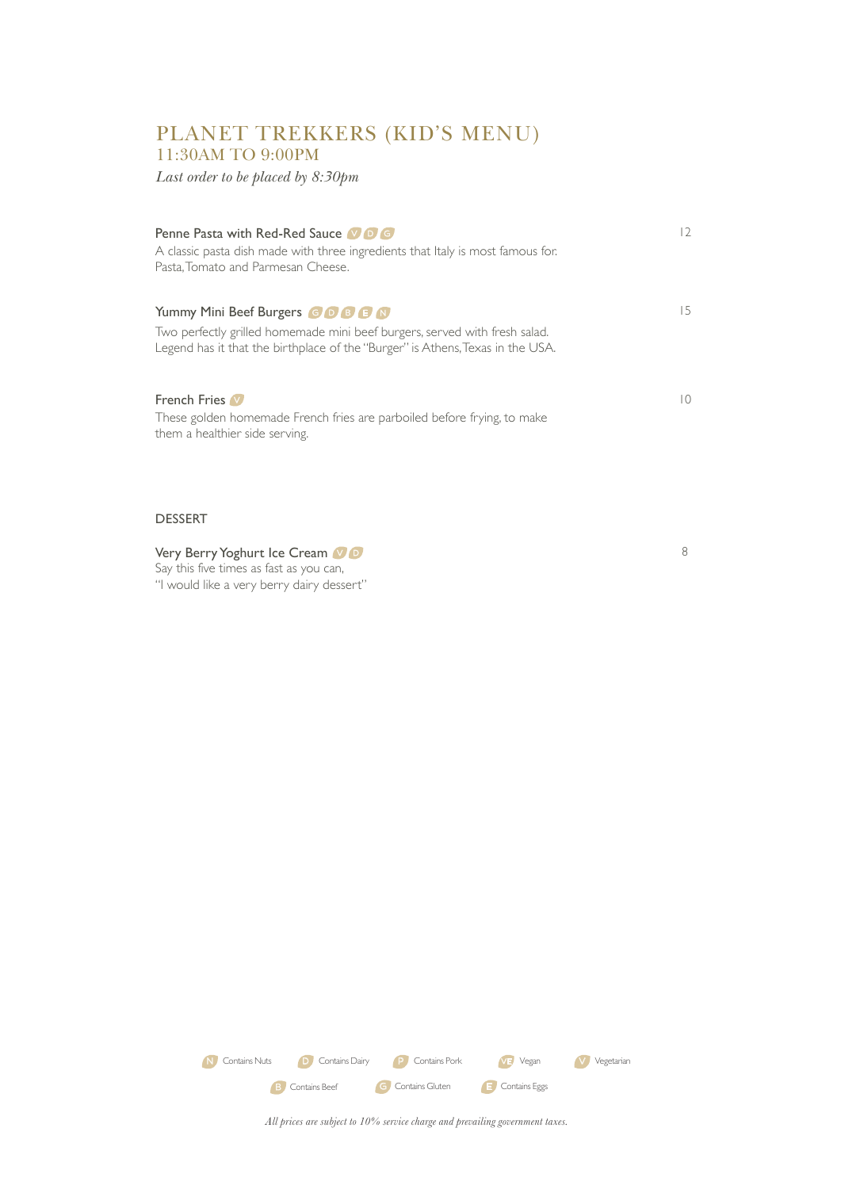# PLANET TREKKERS (KID'S MENU)

## 11:30AM TO 9:00PM

*Last order to be placed by 8:30pm*

**Penne Pasta with Red-Red Sauce** V D G — 12

A classic pasta dish made with three ingredients that Italy is most famous for. Pasta, Tomato and Parmesan Cheese.

**Yummy Mini Beef Burgers** G D B E N — 15

Two perfectly grilled homemade mini beef burgers, served with fresh salad. Legend has it that the birthplace of the "Burger" is Athens, Texas in the USA.

**French Fries** V — 10

These golden homemade French fries are parboiled before frying, to make them a healthier side serving.

### DESSERT

**Very Berry Yoghurt Ice Cream** V D — 8

Say this five times as fast as you can,
"I would like a very berry dairy dessert"

N Contains Nuts | D Contains Dairy | P Contains Pork | VE Vegan | V Vegetarian | B Contains Beef | G Contains Gluten | E Contains Eggs

*All prices are subject to 10% service charge and prevailing government taxes.*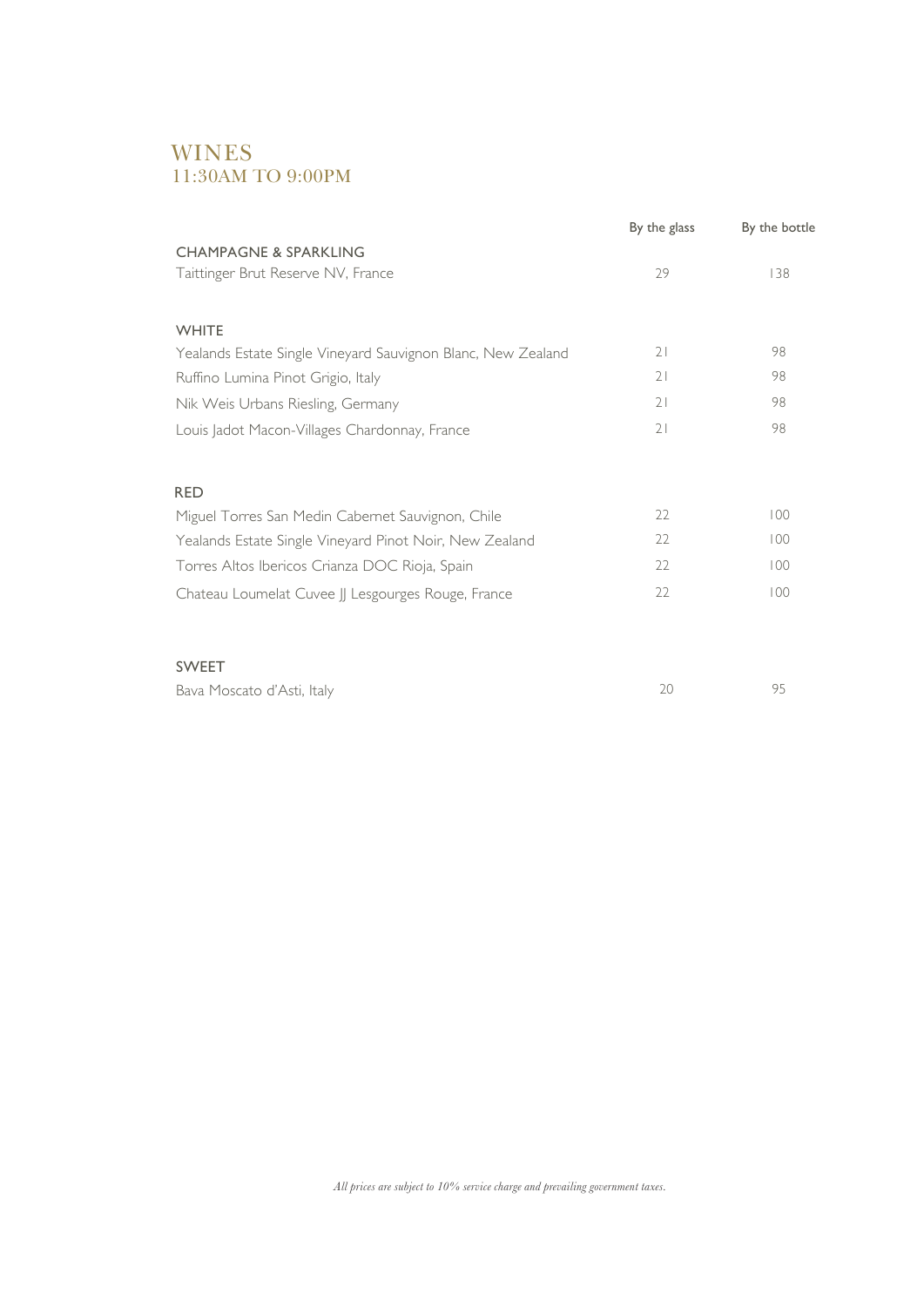# WINES
## 11:30AM TO 9:00PM

| | By the glass | By the bottle |
|---|---|---|
| **CHAMPAGNE & SPARKLING** | | |
| Taittinger Brut Reserve NV, France | 29 | 138 |
| **WHITE** | | |
| Yealands Estate Single Vineyard Sauvignon Blanc, New Zealand | 21 | 98 |
| Ruffino Lumina Pinot Grigio, Italy | 21 | 98 |
| Nik Weis Urbans Riesling, Germany | 21 | 98 |
| Louis Jadot Macon-Villages Chardonnay, France | 21 | 98 |
| **RED** | | |
| Miguel Torres San Medin Cabernet Sauvignon, Chile | 22 | 100 |
| Yealands Estate Single Vineyard Pinot Noir, New Zealand | 22 | 100 |
| Torres Altos Ibericos Crianza DOC Rioja, Spain | 22 | 100 |
| Chateau Loumelat Cuvee JJ Lesgourges Rouge, France | 22 | 100 |
| **SWEET** | | |
| Bava Moscato d'Asti, Italy | 20 | 95 |

*All prices are subject to 10% service charge and prevailing government taxes.*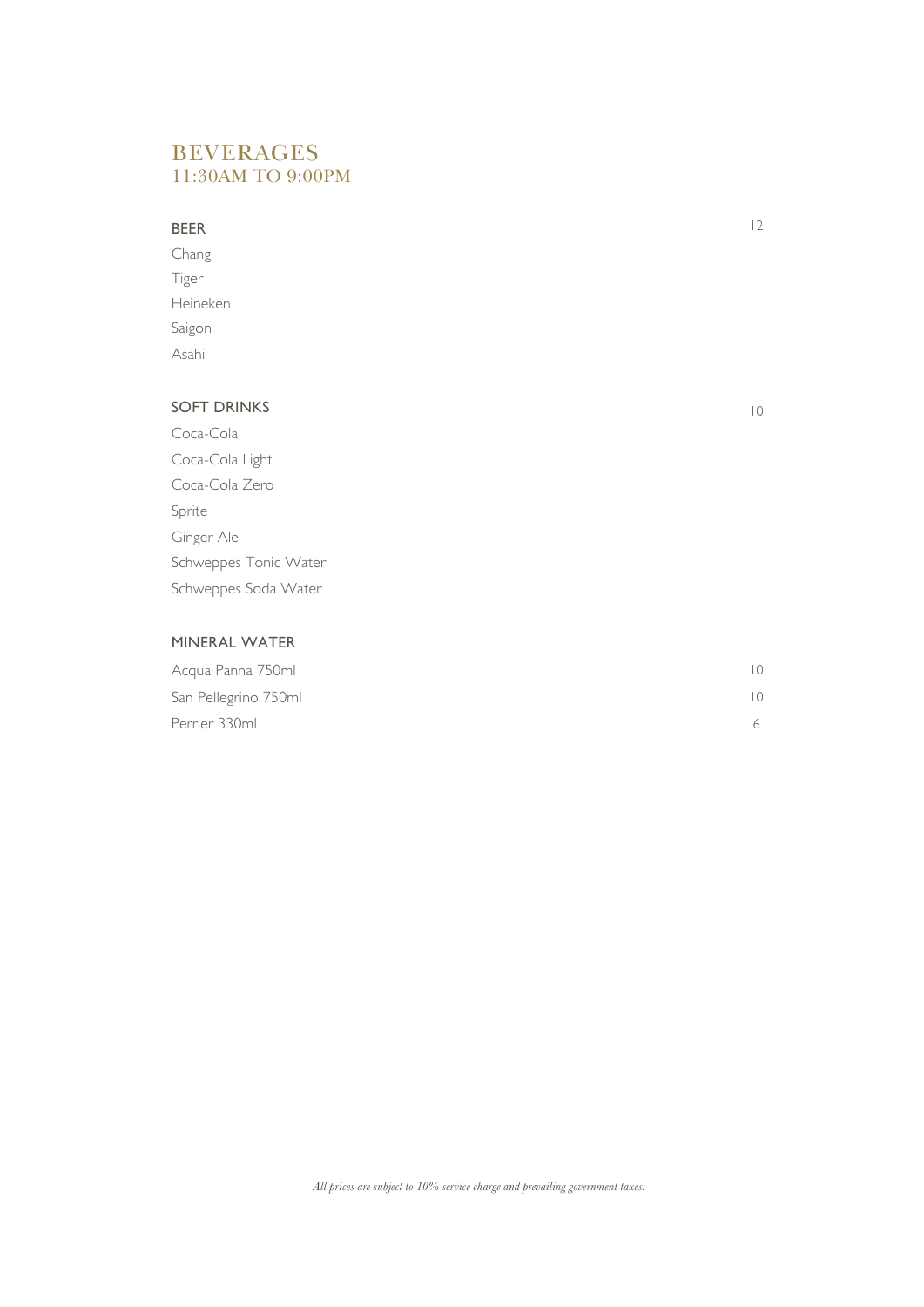# BEVERAGES
## 11:30AM TO 9:00PM

| **BEER** | 12 |
|---|---|
| Chang | |
| Tiger | |
| Heineken | |
| Saigon | |
| Asahi | |

| **SOFT DRINKS** | 10 |
|---|---|
| Coca-Cola | |
| Coca-Cola Light | |
| Coca-Cola Zero | |
| Sprite | |
| Ginger Ale | |
| Schweppes Tonic Water | |
| Schweppes Soda Water | |

| **MINERAL WATER** | |
|---|---|
| Acqua Panna 750ml | 10 |
| San Pellegrino 750ml | 10 |
| Perrier 330ml | 6 |

*All prices are subject to 10% service charge and prevailing government taxes.*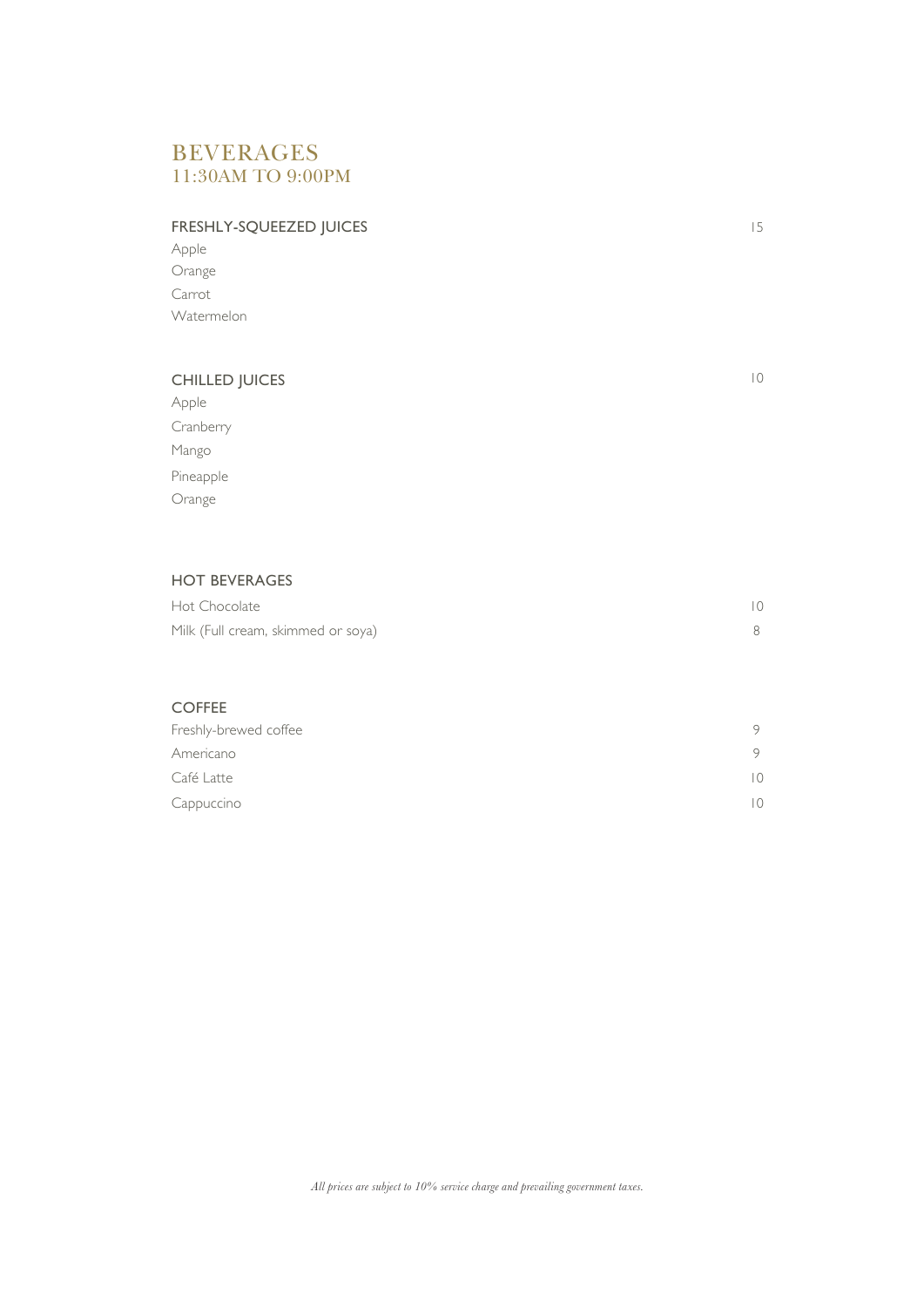# BEVERAGES
## 11:30AM TO 9:00PM

### FRESHLY-SQUEEZED JUICES — 15

Apple
Orange
Carrot
Watermelon

### CHILLED JUICES — 10

Apple
Cranberry
Mango
Pineapple
Orange

### HOT BEVERAGES

| Item | Price |
| --- | --- |
| Hot Chocolate | 10 |
| Milk (Full cream, skimmed or soya) | 8 |

### COFFEE

| Item | Price |
| --- | --- |
| Freshly-brewed coffee | 9 |
| Americano | 9 |
| Café Latte | 10 |
| Cappuccino | 10 |

*All prices are subject to 10% service charge and prevailing government taxes.*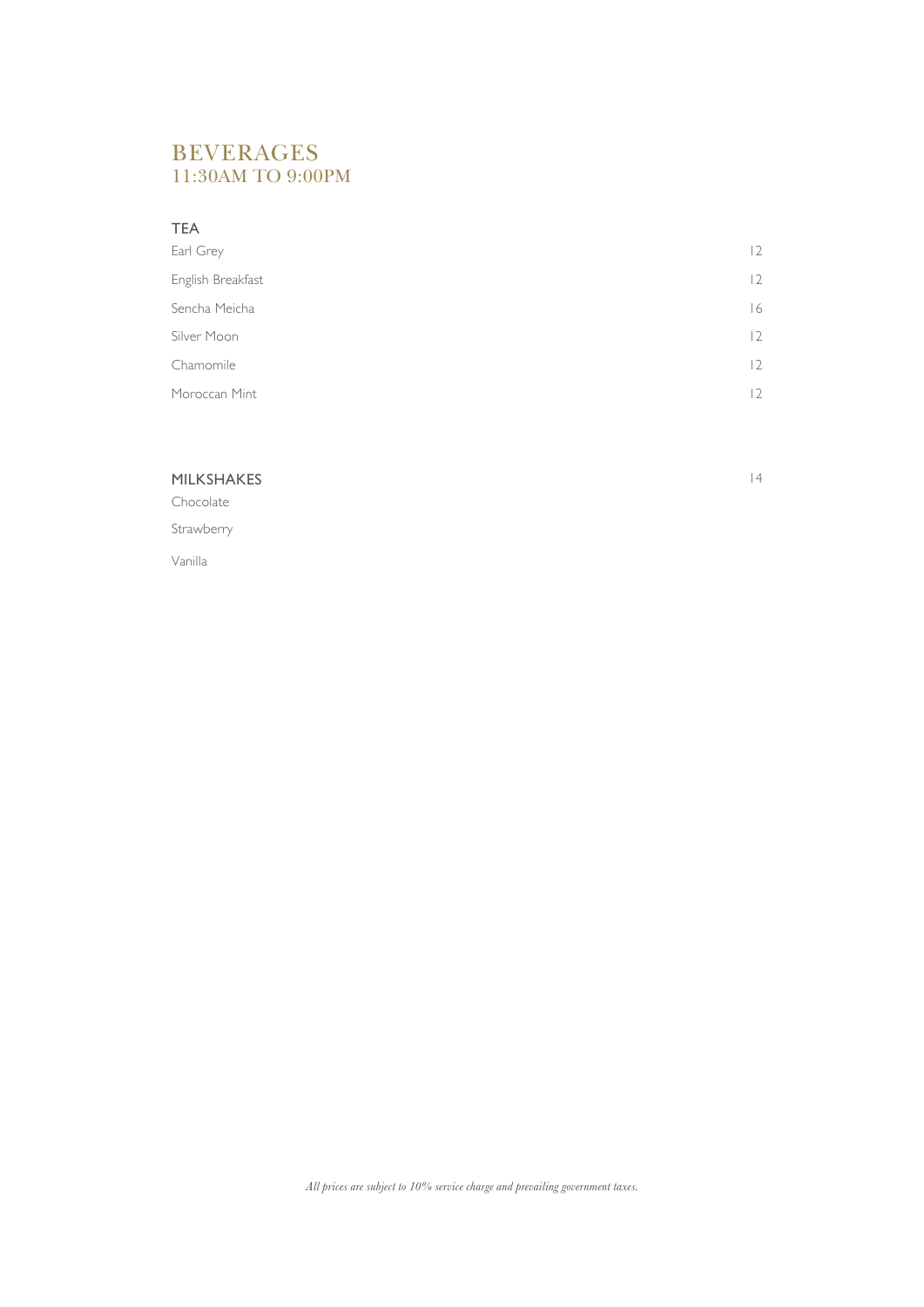# BEVERAGES
## 11:30AM TO 9:00PM

### TEA

| | |
|---|---|
| Earl Grey | 12 |
| English Breakfast | 12 |
| Sencha Meicha | 16 |
| Silver Moon | 12 |
| Chamomile | 12 |
| Moroccan Mint | 12 |

### MILKSHAKES — 14

Chocolate

Strawberry

Vanilla

*All prices are subject to 10% service charge and prevailing government taxes.*